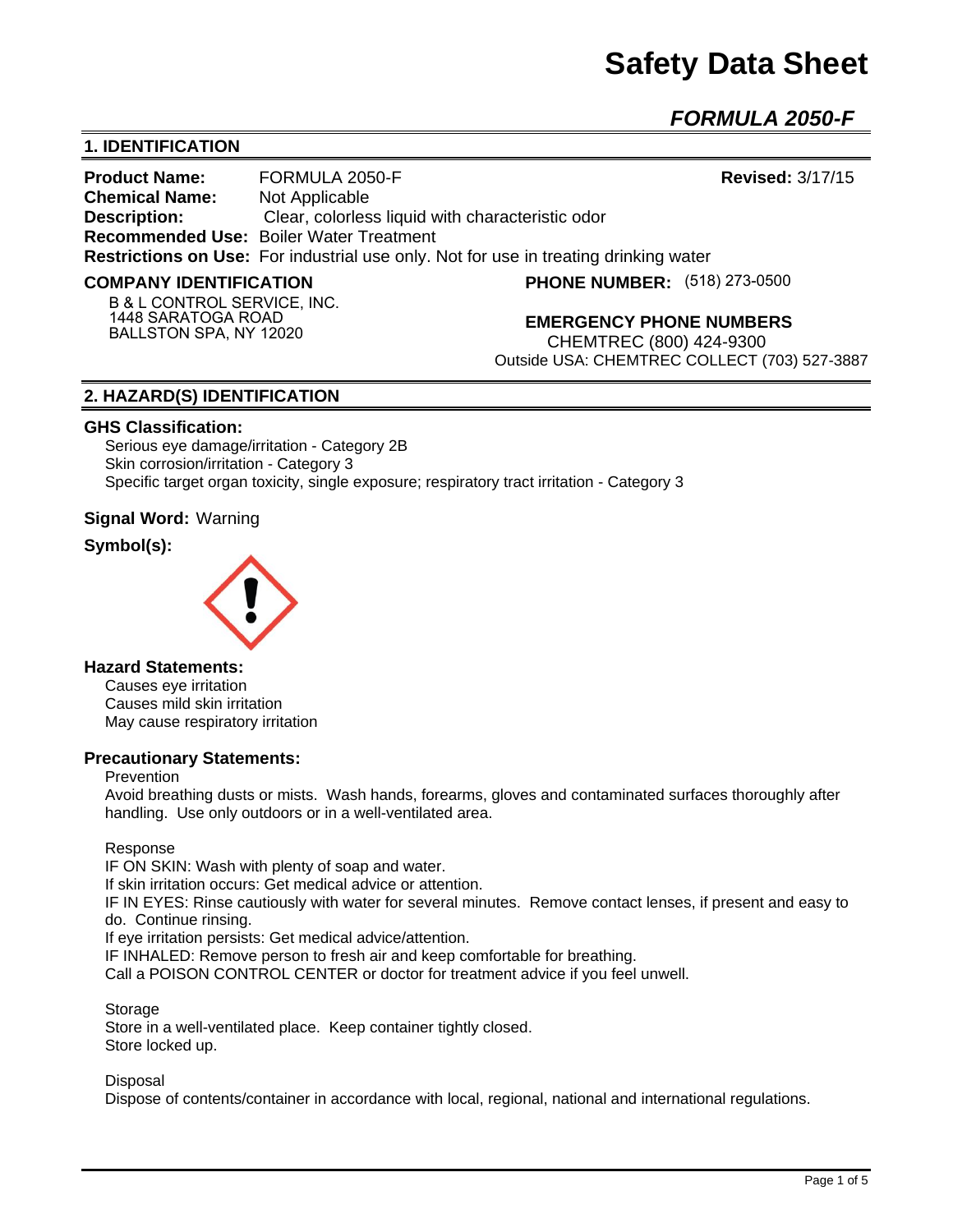# Safety Data Sheet

## *FORMULA 2050-F*

## 1. IDENTIFICATION

**Product Name:** FORMULA 2050-F **Revised:** 3/17/15
**Chemical Name:** Not Applicable
**Description:** Clear, colorless liquid with characteristic odor
**Recommended Use:** Boiler Water Treatment
**Restrictions on Use:** For industrial use only. Not for use in treating drinking water

**COMPANY IDENTIFICATION**
B & L CONTROL SERVICE, INC.
1448 SARATOGA ROAD
BALLSTON SPA, NY 12020

**PHONE NUMBER:** (518) 273-0500

**EMERGENCY PHONE NUMBERS**
CHEMTREC (800) 424-9300
Outside USA: CHEMTREC COLLECT (703) 527-3887

## 2. HAZARD(S) IDENTIFICATION

### GHS Classification:

Serious eye damage/irritation - Category 2B
Skin corrosion/irritation - Category 3
Specific target organ toxicity, single exposure; respiratory tract irritation - Category 3

**Signal Word:** Warning

**Symbol(s):**

### Hazard Statements:

Causes eye irritation
Causes mild skin irritation
May cause respiratory irritation

### Precautionary Statements:

Prevention
Avoid breathing dusts or mists. Wash hands, forearms, gloves and contaminated surfaces thoroughly after handling. Use only outdoors or in a well-ventilated area.

Response
IF ON SKIN: Wash with plenty of soap and water.
If skin irritation occurs: Get medical advice or attention.
IF IN EYES: Rinse cautiously with water for several minutes. Remove contact lenses, if present and easy to do. Continue rinsing.
If eye irritation persists: Get medical advice/attention.
IF INHALED: Remove person to fresh air and keep comfortable for breathing.
Call a POISON CONTROL CENTER or doctor for treatment advice if you feel unwell.

Storage
Store in a well-ventilated place. Keep container tightly closed.
Store locked up.

Disposal
Dispose of contents/container in accordance with local, regional, national and international regulations.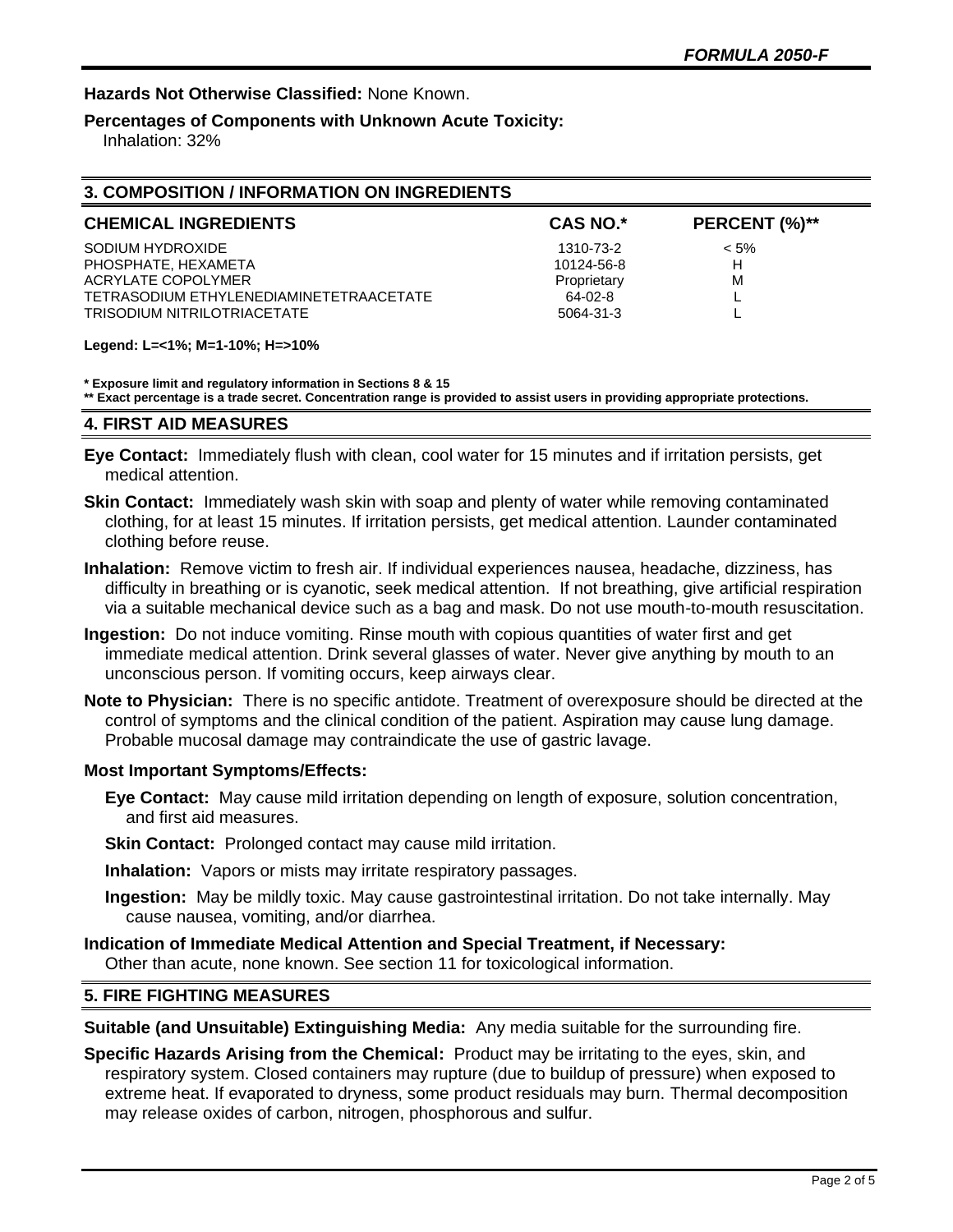**Hazards Not Otherwise Classified:** None Known.

**Percentages of Components with Unknown Acute Toxicity:**
Inhalation: 32%

## 3. COMPOSITION / INFORMATION ON INGREDIENTS

| CHEMICAL INGREDIENTS | CAS NO.* | PERCENT (%)** |
|---|---|---|
| SODIUM HYDROXIDE | 1310-73-2 | < 5% |
| PHOSPHATE, HEXAMETA | 10124-56-8 | H |
| ACRYLATE COPOLYMER | Proprietary | M |
| TETRASODIUM ETHYLENEDIAMINETETRAACETATE | 64-02-8 | L |
| TRISODIUM NITRILOTRIACETATE | 5064-31-3 | L |

**Legend: L=<1%; M=1-10%; H=>10%**

**\* Exposure limit and regulatory information in Sections 8 & 15**
**\*\* Exact percentage is a trade secret. Concentration range is provided to assist users in providing appropriate protections.**

## 4. FIRST AID MEASURES

**Eye Contact:** Immediately flush with clean, cool water for 15 minutes and if irritation persists, get medical attention.

**Skin Contact:** Immediately wash skin with soap and plenty of water while removing contaminated clothing, for at least 15 minutes. If irritation persists, get medical attention. Launder contaminated clothing before reuse.

**Inhalation:** Remove victim to fresh air. If individual experiences nausea, headache, dizziness, has difficulty in breathing or is cyanotic, seek medical attention. If not breathing, give artificial respiration via a suitable mechanical device such as a bag and mask. Do not use mouth-to-mouth resuscitation.

**Ingestion:** Do not induce vomiting. Rinse mouth with copious quantities of water first and get immediate medical attention. Drink several glasses of water. Never give anything by mouth to an unconscious person. If vomiting occurs, keep airways clear.

**Note to Physician:** There is no specific antidote. Treatment of overexposure should be directed at the control of symptoms and the clinical condition of the patient. Aspiration may cause lung damage. Probable mucosal damage may contraindicate the use of gastric lavage.

**Most Important Symptoms/Effects:**

**Eye Contact:** May cause mild irritation depending on length of exposure, solution concentration, and first aid measures.

**Skin Contact:** Prolonged contact may cause mild irritation.

**Inhalation:** Vapors or mists may irritate respiratory passages.

**Ingestion:** May be mildly toxic. May cause gastrointestinal irritation. Do not take internally. May cause nausea, vomiting, and/or diarrhea.

**Indication of Immediate Medical Attention and Special Treatment, if Necessary:**
Other than acute, none known. See section 11 for toxicological information.

## 5. FIRE FIGHTING MEASURES

**Suitable (and Unsuitable) Extinguishing Media:** Any media suitable for the surrounding fire.

**Specific Hazards Arising from the Chemical:** Product may be irritating to the eyes, skin, and respiratory system. Closed containers may rupture (due to buildup of pressure) when exposed to extreme heat. If evaporated to dryness, some product residuals may burn. Thermal decomposition may release oxides of carbon, nitrogen, phosphorous and sulfur.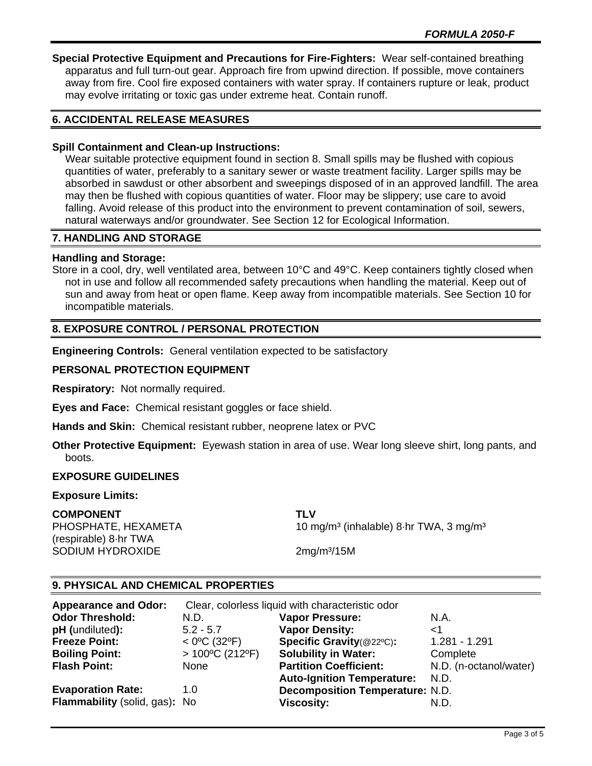**Special Protective Equipment and Precautions for Fire-Fighters:** Wear self-contained breathing apparatus and full turn-out gear. Approach fire from upwind direction. If possible, move containers away from fire. Cool fire exposed containers with water spray. If containers rupture or leak, product may evolve irritating or toxic gas under extreme heat. Contain runoff.

## 6. ACCIDENTAL RELEASE MEASURES

**Spill Containment and Clean-up Instructions:**
Wear suitable protective equipment found in section 8. Small spills may be flushed with copious quantities of water, preferably to a sanitary sewer or waste treatment facility. Larger spills may be absorbed in sawdust or other absorbent and sweepings disposed of in an approved landfill. The area may then be flushed with copious quantities of water. Floor may be slippery; use care to avoid falling. Avoid release of this product into the environment to prevent contamination of soil, sewers, natural waterways and/or groundwater. See Section 12 for Ecological Information.

## 7. HANDLING AND STORAGE

**Handling and Storage:**
Store in a cool, dry, well ventilated area, between 10°C and 49°C. Keep containers tightly closed when not in use and follow all recommended safety precautions when handling the material. Keep out of sun and away from heat or open flame. Keep away from incompatible materials. See Section 10 for incompatible materials.

## 8. EXPOSURE CONTROL / PERSONAL PROTECTION

**Engineering Controls:** General ventilation expected to be satisfactory

**PERSONAL PROTECTION EQUIPMENT**

**Respiratory:** Not normally required.

**Eyes and Face:** Chemical resistant goggles or face shield.

**Hands and Skin:** Chemical resistant rubber, neoprene latex or PVC

**Other Protective Equipment:** Eyewash station in area of use. Wear long sleeve shirt, long pants, and boots.

**EXPOSURE GUIDELINES**

**Exposure Limits:**

| COMPONENT | TLV |
|---|---|
| PHOSPHATE, HEXAMETA | 10 mg/m³ (inhalable) 8·hr TWA, 3 mg/m³ (respirable) 8·hr TWA |
| SODIUM HYDROXIDE | 2mg/m³/15M |

## 9. PHYSICAL AND CHEMICAL PROPERTIES

**Appearance and Odor:** Clear, colorless liquid with characteristic odor

| | | | |
|---|---|---|---|
| **Odor Threshold:** | N.D. | **Vapor Pressure:** | N.A. |
| **pH** (undiluted)**:** | 5.2 - 5.7 | **Vapor Density:** | <1 |
| **Freeze Point:** | < 0ºC (32ºF) | **Specific Gravity**(@22ºC)**:** | 1.281 - 1.291 |
| **Boiling Point:** | > 100ºC (212ºF) | **Solubility in Water:** | Complete |
| **Flash Point:** | None | **Partition Coefficient:** | N.D. (n-octanol/water) |
| | | **Auto-Ignition Temperature:** | N.D. |
| **Evaporation Rate:** | 1.0 | **Decomposition Temperature:** | N.D. |
| **Flammability** (solid, gas)**:** | No | **Viscosity:** | N.D. |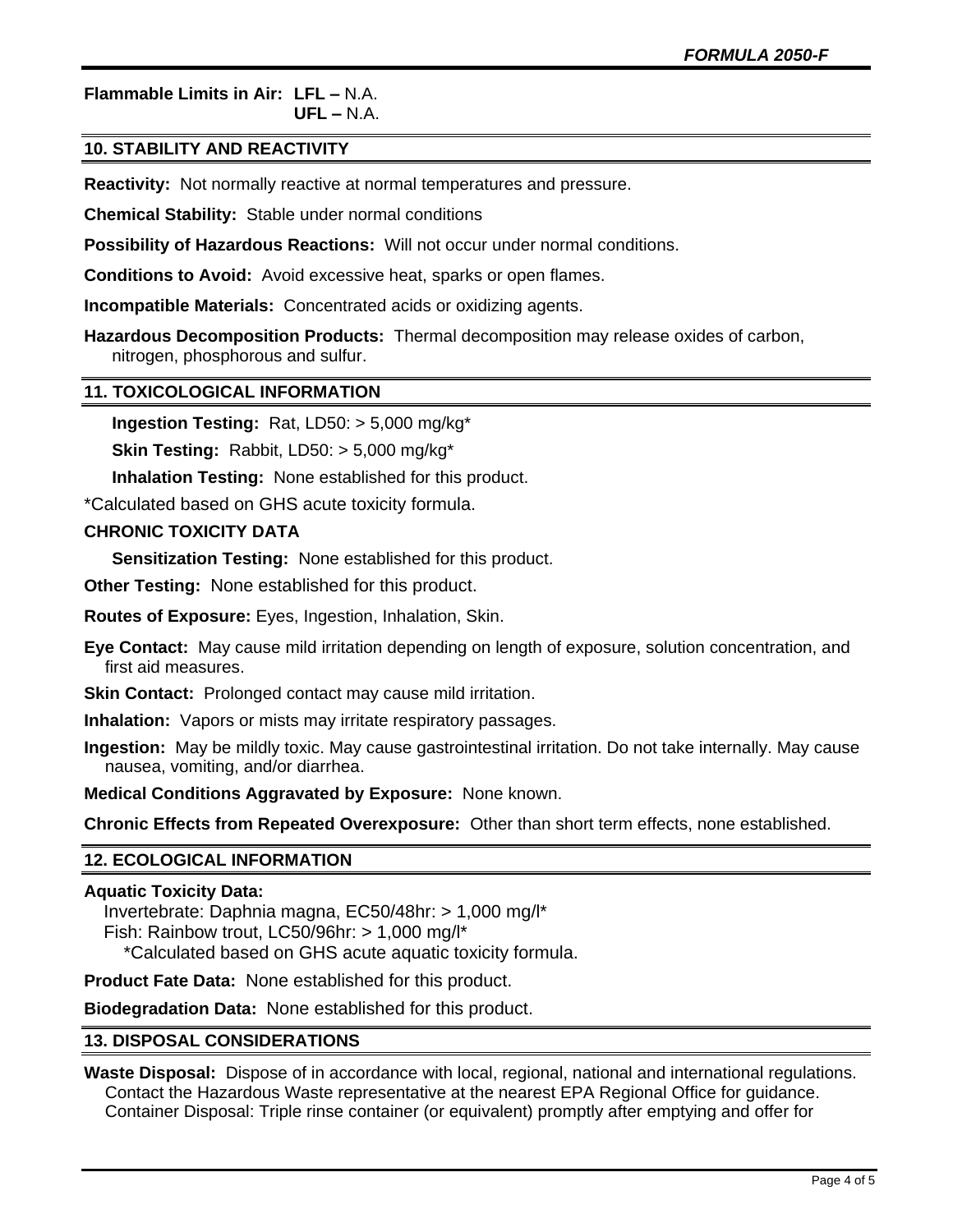**Flammable Limits in Air:** **LFL –** N.A.
**UFL –** N.A.

## 10. STABILITY AND REACTIVITY

**Reactivity:** Not normally reactive at normal temperatures and pressure.

**Chemical Stability:** Stable under normal conditions

**Possibility of Hazardous Reactions:** Will not occur under normal conditions.

**Conditions to Avoid:** Avoid excessive heat, sparks or open flames.

**Incompatible Materials:** Concentrated acids or oxidizing agents.

**Hazardous Decomposition Products:** Thermal decomposition may release oxides of carbon, nitrogen, phosphorous and sulfur.

## 11. TOXICOLOGICAL INFORMATION

**Ingestion Testing:** Rat, LD50: > 5,000 mg/kg*

**Skin Testing:** Rabbit, LD50: > 5,000 mg/kg*

**Inhalation Testing:** None established for this product.

*Calculated based on GHS acute toxicity formula.

**CHRONIC TOXICITY DATA**

**Sensitization Testing:** None established for this product.

**Other Testing:** None established for this product.

**Routes of Exposure:** Eyes, Ingestion, Inhalation, Skin.

**Eye Contact:** May cause mild irritation depending on length of exposure, solution concentration, and first aid measures.

**Skin Contact:** Prolonged contact may cause mild irritation.

**Inhalation:** Vapors or mists may irritate respiratory passages.

**Ingestion:** May be mildly toxic. May cause gastrointestinal irritation. Do not take internally. May cause nausea, vomiting, and/or diarrhea.

**Medical Conditions Aggravated by Exposure:** None known.

**Chronic Effects from Repeated Overexposure:** Other than short term effects, none established.

## 12. ECOLOGICAL INFORMATION

**Aquatic Toxicity Data:**
Invertebrate: Daphnia magna, EC50/48hr: > 1,000 mg/l*
Fish: Rainbow trout, LC50/96hr: > 1,000 mg/l*
*Calculated based on GHS acute aquatic toxicity formula.

**Product Fate Data:** None established for this product.

**Biodegradation Data:** None established for this product.

## 13. DISPOSAL CONSIDERATIONS

**Waste Disposal:** Dispose of in accordance with local, regional, national and international regulations. Contact the Hazardous Waste representative at the nearest EPA Regional Office for guidance. Container Disposal: Triple rinse container (or equivalent) promptly after emptying and offer for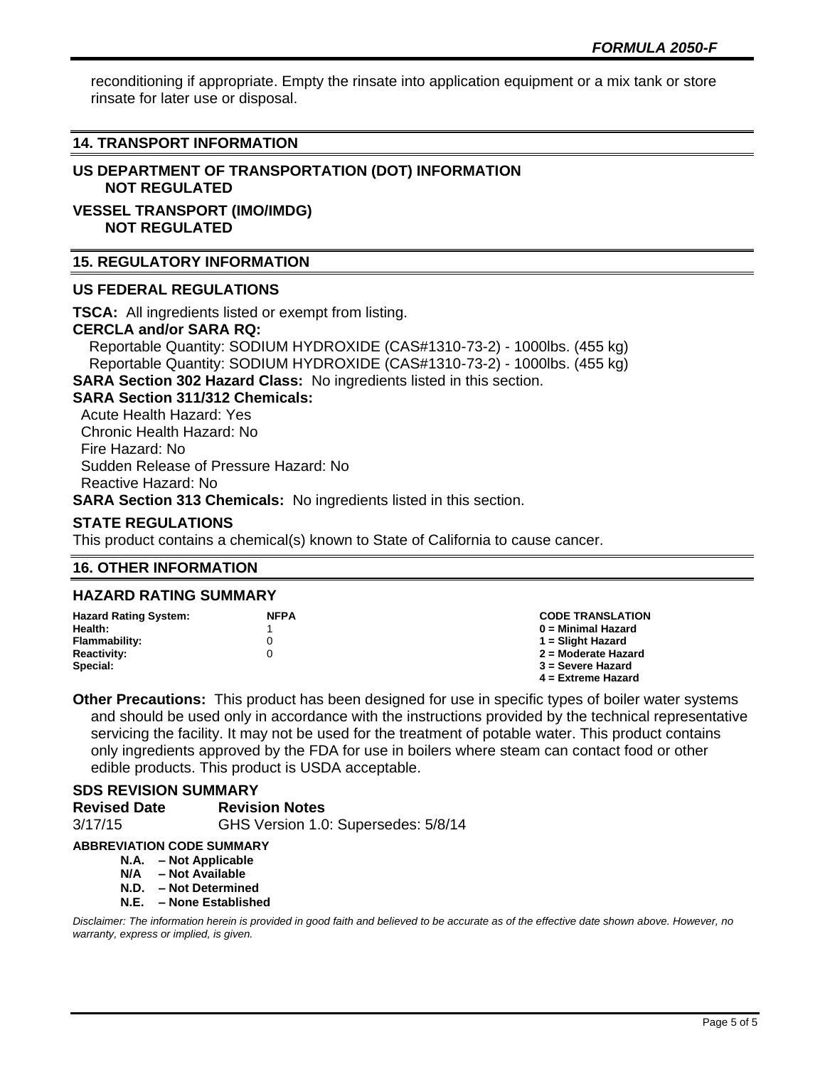reconditioning if appropriate. Empty the rinsate into application equipment or a mix tank or store rinsate for later use or disposal.

## 14. TRANSPORT INFORMATION

### US DEPARTMENT OF TRANSPORTATION (DOT) INFORMATION
**NOT REGULATED**

### VESSEL TRANSPORT (IMO/IMDG)
**NOT REGULATED**

## 15. REGULATORY INFORMATION

### US FEDERAL REGULATIONS

**TSCA:** All ingredients listed or exempt from listing.

**CERCLA and/or SARA RQ:**
Reportable Quantity: SODIUM HYDROXIDE (CAS#1310-73-2) - 1000lbs. (455 kg)
Reportable Quantity: SODIUM HYDROXIDE (CAS#1310-73-2) - 1000lbs. (455 kg)

**SARA Section 302 Hazard Class:** No ingredients listed in this section.

**SARA Section 311/312 Chemicals:**
Acute Health Hazard: Yes
Chronic Health Hazard: No
Fire Hazard: No
Sudden Release of Pressure Hazard: No
Reactive Hazard: No

**SARA Section 313 Chemicals:** No ingredients listed in this section.

### STATE REGULATIONS
This product contains a chemical(s) known to State of California to cause cancer.

## 16. OTHER INFORMATION

### HAZARD RATING SUMMARY

| Hazard Rating System: | NFPA | CODE TRANSLATION |
|---|---|---|
| Health: | 1 | 0 = Minimal Hazard |
| Flammability: | 0 | 1 = Slight Hazard |
| Reactivity: | 0 | 2 = Moderate Hazard |
| Special: | | 3 = Severe Hazard |
| | | 4 = Extreme Hazard |

**Other Precautions:** This product has been designed for use in specific types of boiler water systems and should be used only in accordance with the instructions provided by the technical representative servicing the facility. It may not be used for the treatment of potable water. This product contains only ingredients approved by the FDA for use in boilers where steam can contact food or other edible products. This product is USDA acceptable.

### SDS REVISION SUMMARY

| Revised Date | Revision Notes |
|---|---|
| 3/17/15 | GHS Version 1.0: Supersedes: 5/8/14 |

**ABBREVIATION CODE SUMMARY**

- **N.A. – Not Applicable**
- **N/A – Not Available**
- **N.D. – Not Determined**
- **N.E. – None Established**

*Disclaimer: The information herein is provided in good faith and believed to be accurate as of the effective date shown above. However, no warranty, express or implied, is given.*